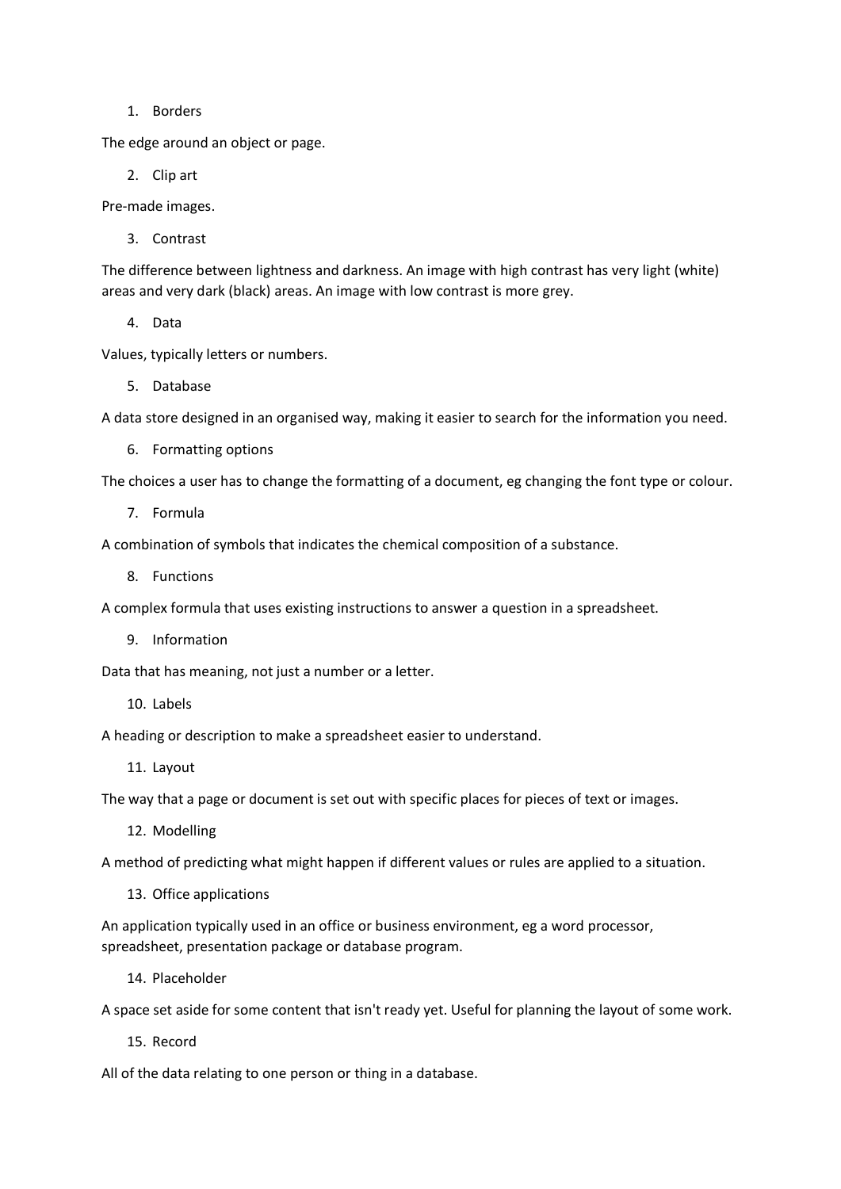1. Borders

The edge around an object or page.

2. Clip art

Pre-made images.

3. Contrast

The difference between lightness and darkness. An image with high contrast has very light (white) areas and very dark (black) areas. An image with low contrast is more grey.

4. Data

Values, typically letters or numbers.

5. Database

A data store designed in an organised way, making it easier to search for the information you need.

6. Formatting options

The choices a user has to change the formatting of a document, eg changing the font type or colour.

7. Formula

A combination of symbols that indicates the chemical composition of a substance.

8. Functions

A complex formula that uses existing instructions to answer a question in a spreadsheet.

9. Information

Data that has meaning, not just a number or a letter.

10. Labels

A heading or description to make a spreadsheet easier to understand.

11. Layout

The way that a page or document is set out with specific places for pieces of text or images.

12. Modelling

A method of predicting what might happen if different values or rules are applied to a situation.

13. Office applications

An application typically used in an office or business environment, eg a word processor, spreadsheet, presentation package or database program.

14. Placeholder

A space set aside for some content that isn't ready yet. Useful for planning the layout of some work.

15. Record

All of the data relating to one person or thing in a database.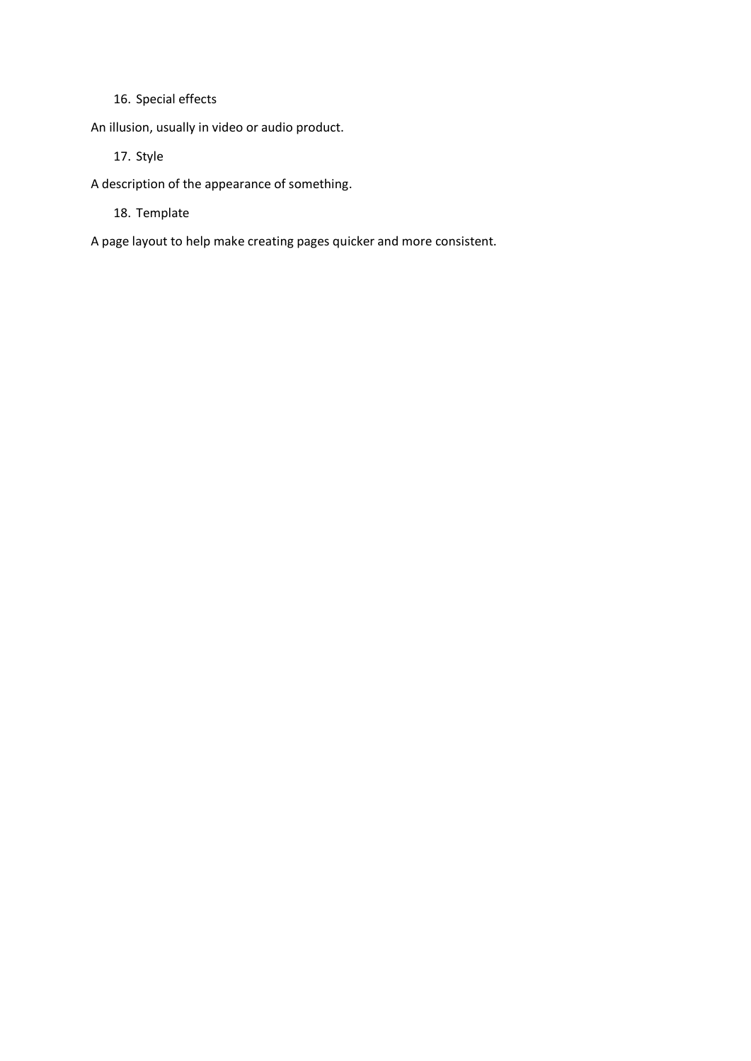16. Special effects

An illusion, usually in video or audio product.

17. Style

A description of the appearance of something.

18. Template

A page layout to help make creating pages quicker and more consistent.